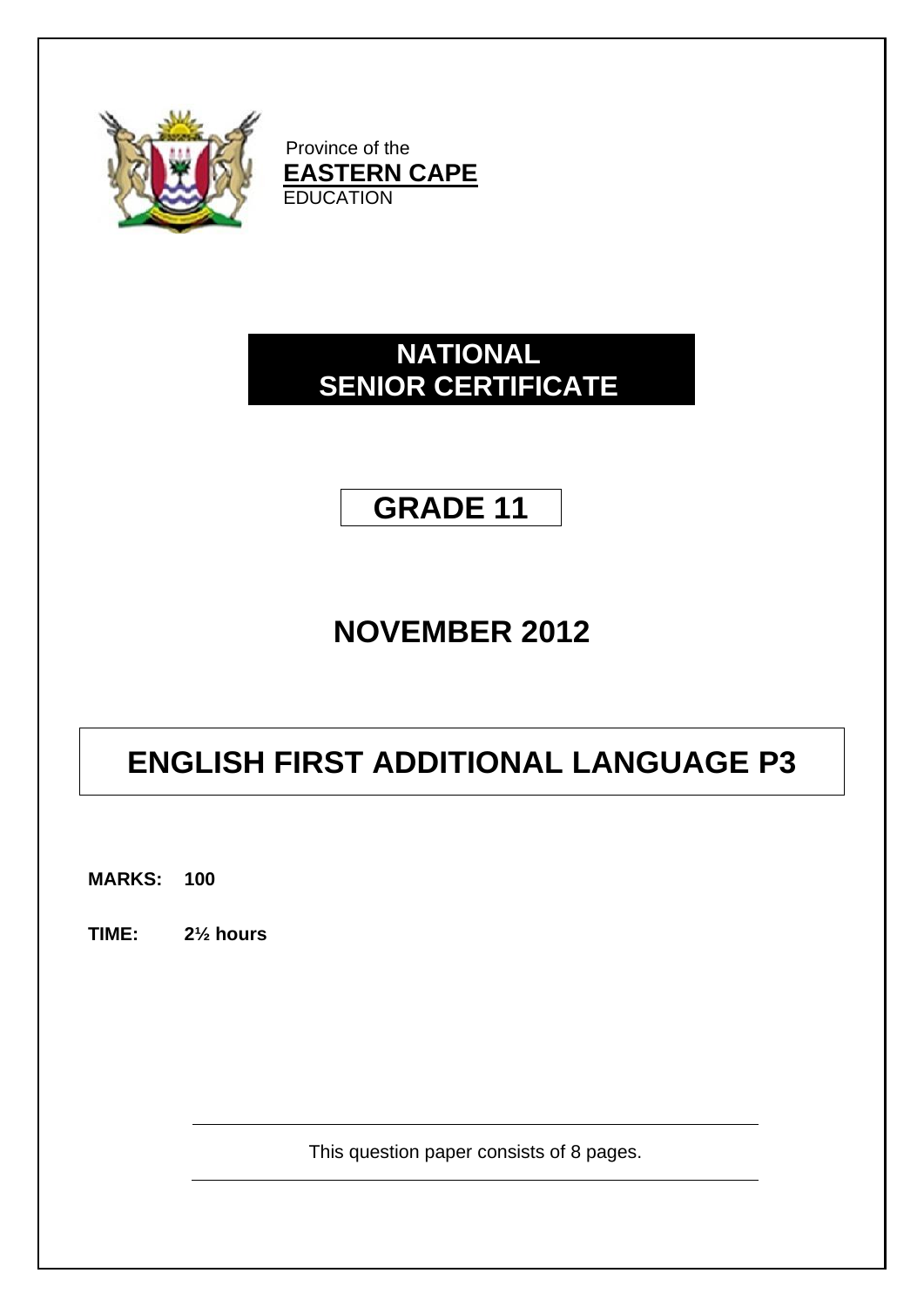Province of the
**EASTERN CAPE**
EDUCATION

# NATIONAL SENIOR CERTIFICATE

## GRADE 11

## NOVEMBER 2012

# ENGLISH FIRST ADDITIONAL LANGUAGE P3

**MARKS: 100**

**TIME: 2½ hours**

This question paper consists of 8 pages.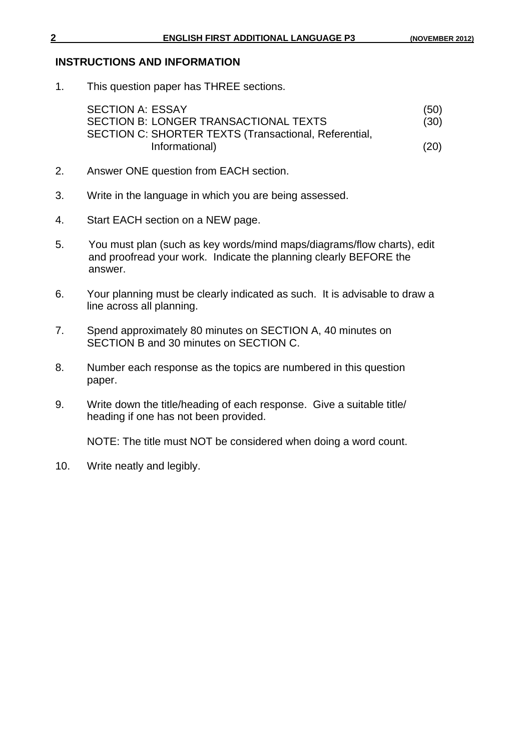## INSTRUCTIONS AND INFORMATION

1. This question paper has THREE sections.

   | | |
   |---|---|
   | SECTION A: ESSAY | (50) |
   | SECTION B: LONGER TRANSACTIONAL TEXTS | (30) |
   | SECTION C: SHORTER TEXTS (Transactional, Referential, Informational) | (20) |

2. Answer ONE question from EACH section.

3. Write in the language in which you are being assessed.

4. Start EACH section on a NEW page.

5. You must plan (such as key words/mind maps/diagrams/flow charts), edit and proofread your work. Indicate the planning clearly BEFORE the answer.

6. Your planning must be clearly indicated as such. It is advisable to draw a line across all planning.

7. Spend approximately 80 minutes on SECTION A, 40 minutes on SECTION B and 30 minutes on SECTION C.

8. Number each response as the topics are numbered in this question paper.

9. Write down the title/heading of each response. Give a suitable title/heading if one has not been provided.

   NOTE: The title must NOT be considered when doing a word count.

10. Write neatly and legibly.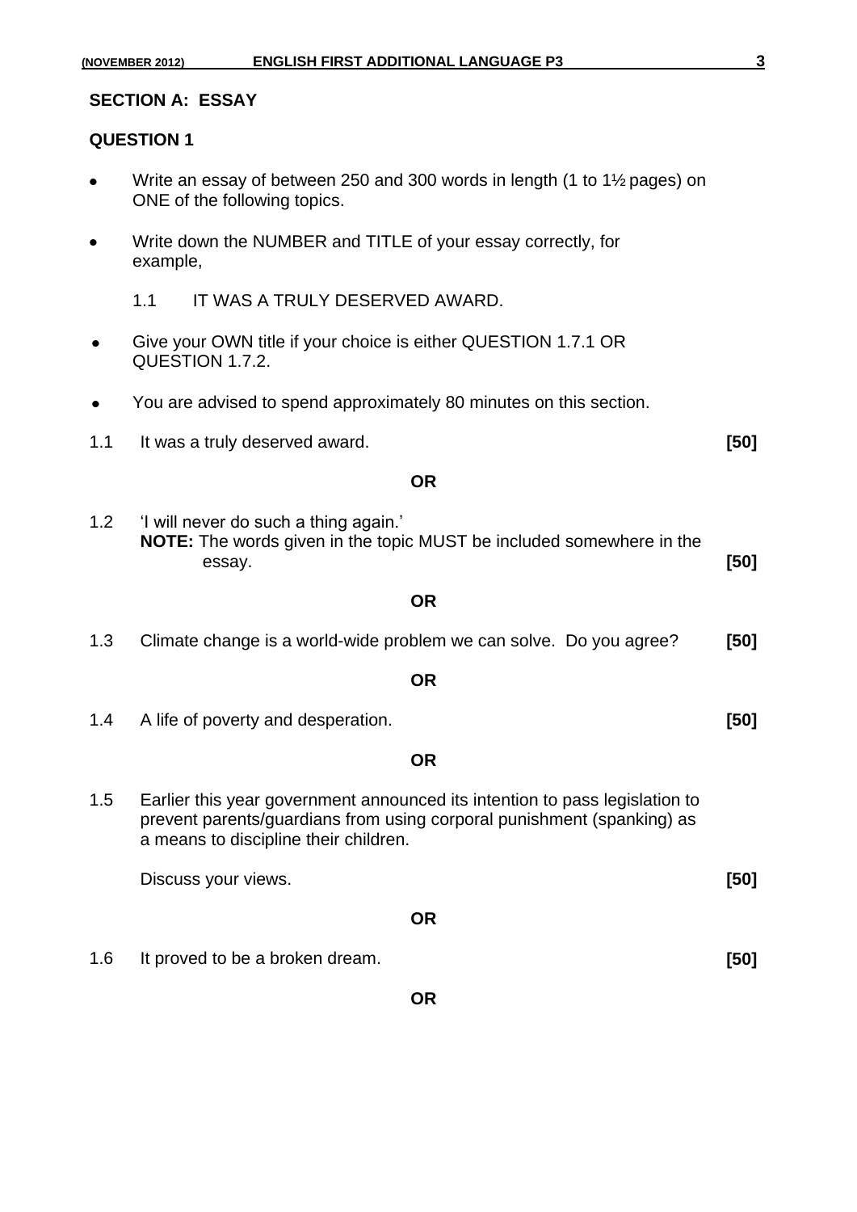## SECTION A: ESSAY

### QUESTION 1

- Write an essay of between 250 and 300 words in length (1 to 1½ pages) on ONE of the following topics.
- Write down the NUMBER and TITLE of your essay correctly, for example,

  1.1 IT WAS A TRULY DESERVED AWARD.

- Give your OWN title if your choice is either QUESTION 1.7.1 OR QUESTION 1.7.2.
- You are advised to spend approximately 80 minutes on this section.

1.1 It was a truly deserved award. **[50]**

**OR**

1.2 'I will never do such a thing again.'
**NOTE:** The words given in the topic MUST be included somewhere in the essay. **[50]**

**OR**

1.3 Climate change is a world-wide problem we can solve. Do you agree? **[50]**

**OR**

1.4 A life of poverty and desperation. **[50]**

**OR**

1.5 Earlier this year government announced its intention to pass legislation to prevent parents/guardians from using corporal punishment (spanking) as a means to discipline their children.

Discuss your views. **[50]**

**OR**

1.6 It proved to be a broken dream. **[50]**

**OR**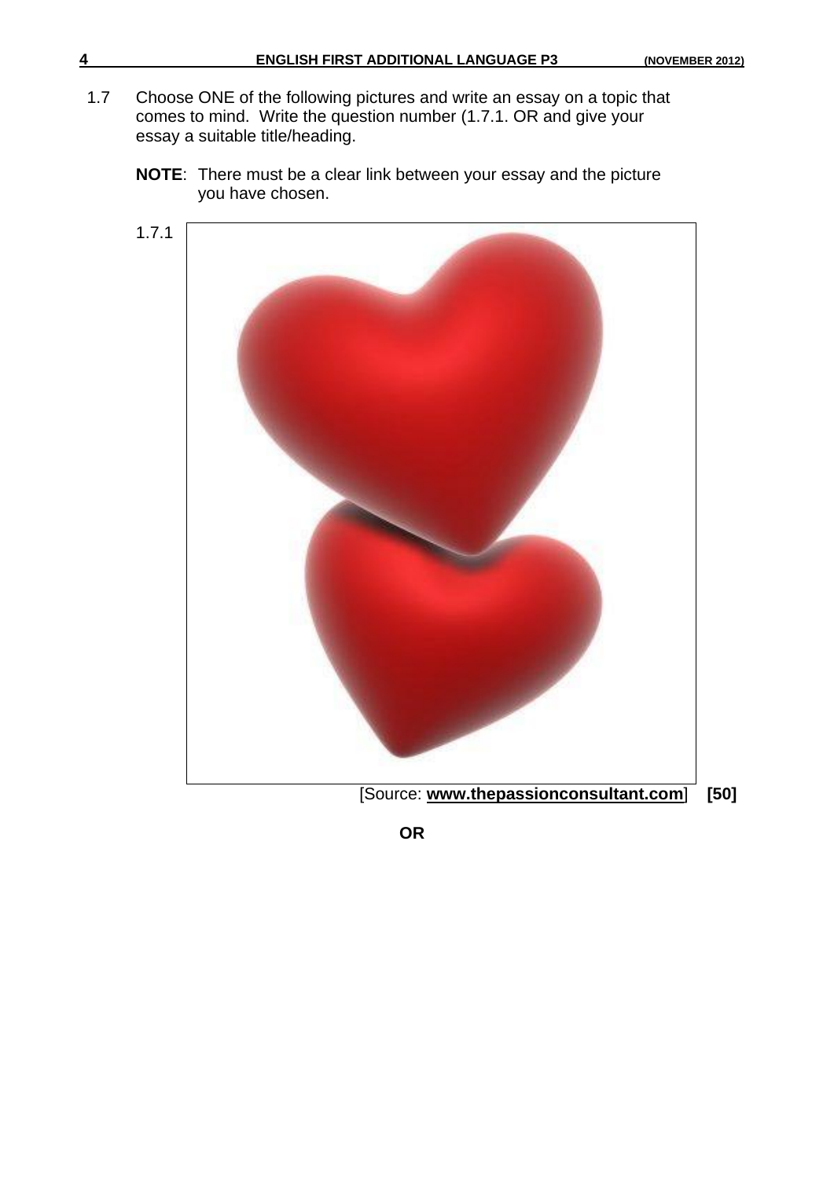1.7 Choose ONE of the following pictures and write an essay on a topic that comes to mind. Write the question number (1.7.1. OR and give your essay a suitable title/heading.

**NOTE**: There must be a clear link between your essay and the picture you have chosen.

1.7.1

[Source: **www.thepassionconsultant.com**] **[50]**

**OR**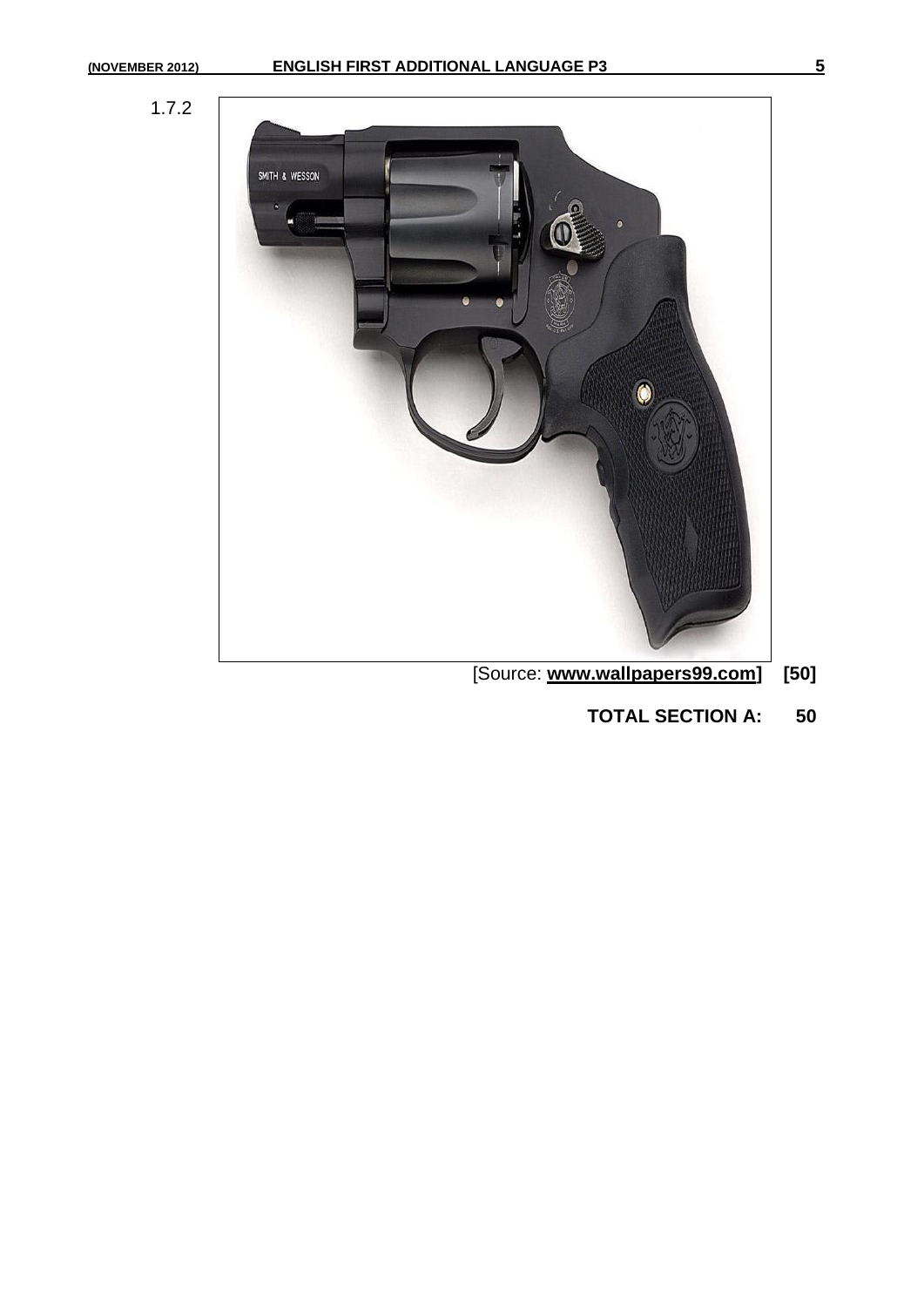1.7.2

[Source: **www.wallpapers99.com**] **[50]**

**TOTAL SECTION A: 50**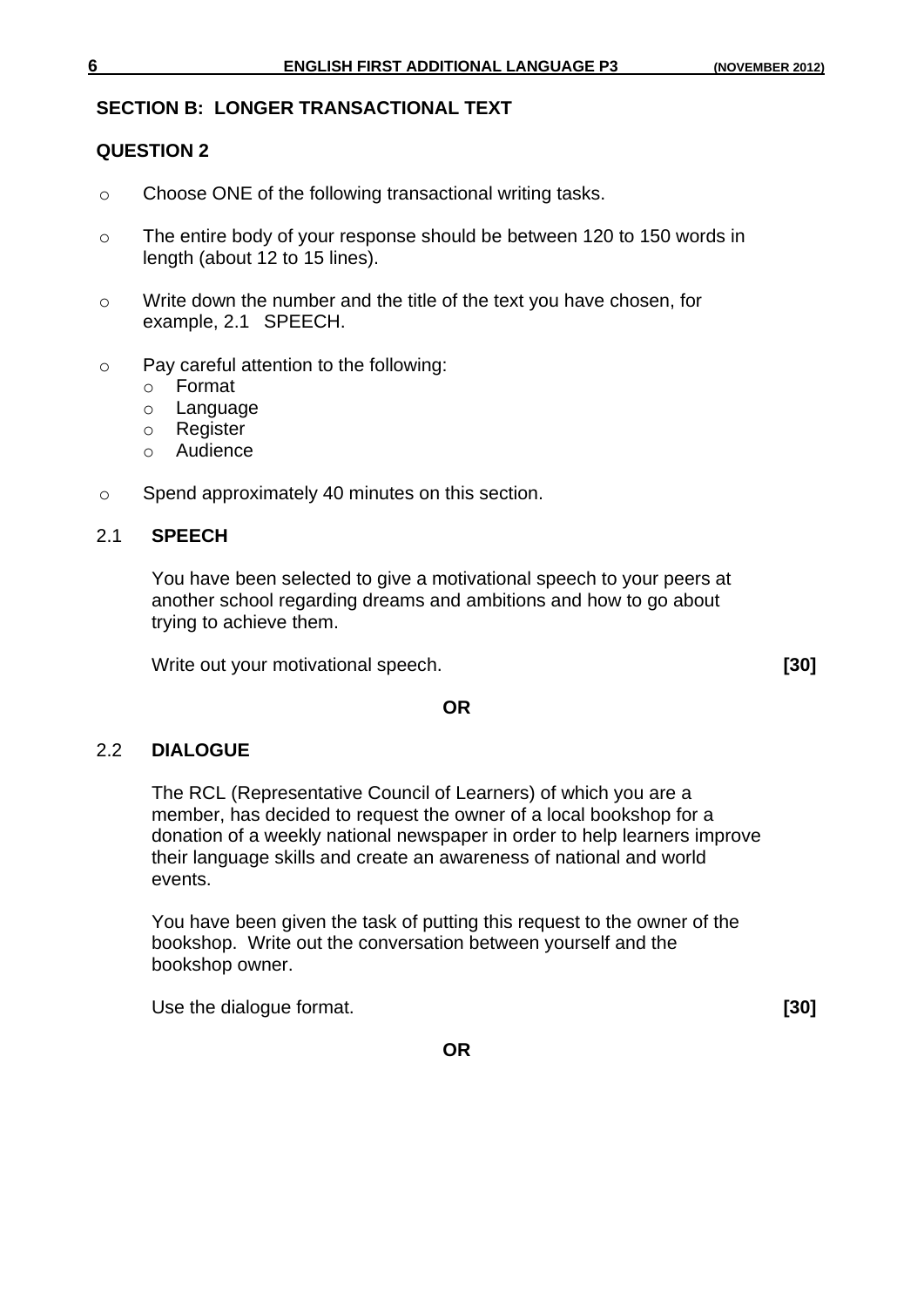## SECTION B: LONGER TRANSACTIONAL TEXT

### QUESTION 2

- Choose ONE of the following transactional writing tasks.
- The entire body of your response should be between 120 to 150 words in length (about 12 to 15 lines).
- Write down the number and the title of the text you have chosen, for example, 2.1 SPEECH.
- Pay careful attention to the following:
  - Format
  - Language
  - Register
  - Audience
- Spend approximately 40 minutes on this section.

### 2.1 SPEECH

You have been selected to give a motivational speech to your peers at another school regarding dreams and ambitions and how to go about trying to achieve them.

Write out your motivational speech. **[30]**

**OR**

### 2.2 DIALOGUE

The RCL (Representative Council of Learners) of which you are a member, has decided to request the owner of a local bookshop for a donation of a weekly national newspaper in order to help learners improve their language skills and create an awareness of national and world events.

You have been given the task of putting this request to the owner of the bookshop. Write out the conversation between yourself and the bookshop owner.

Use the dialogue format. **[30]**

**OR**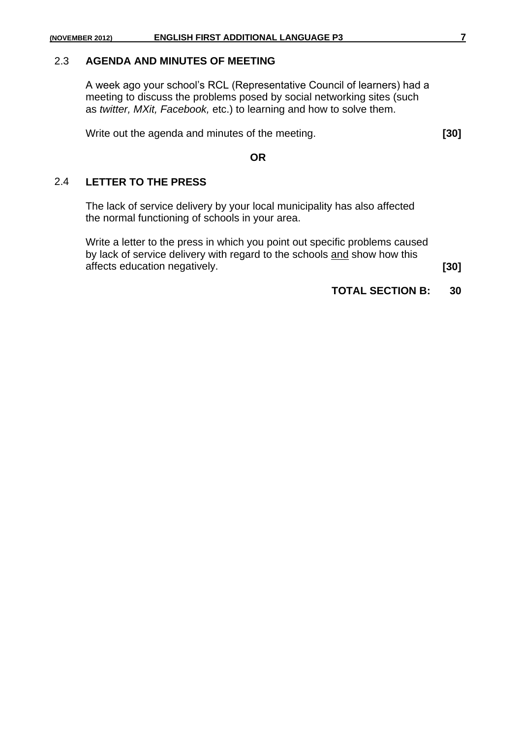### 2.3 AGENDA AND MINUTES OF MEETING

A week ago your school's RCL (Representative Council of learners) had a meeting to discuss the problems posed by social networking sites (such as *twitter, MXit, Facebook,* etc.) to learning and how to solve them.

Write out the agenda and minutes of the meeting. **[30]**

**OR**

### 2.4 LETTER TO THE PRESS

The lack of service delivery by your local municipality has also affected the normal functioning of schools in your area.

Write a letter to the press in which you point out specific problems caused by lack of service delivery with regard to the schools <u>and</u> show how this affects education negatively. **[30]**

**TOTAL SECTION B: 30**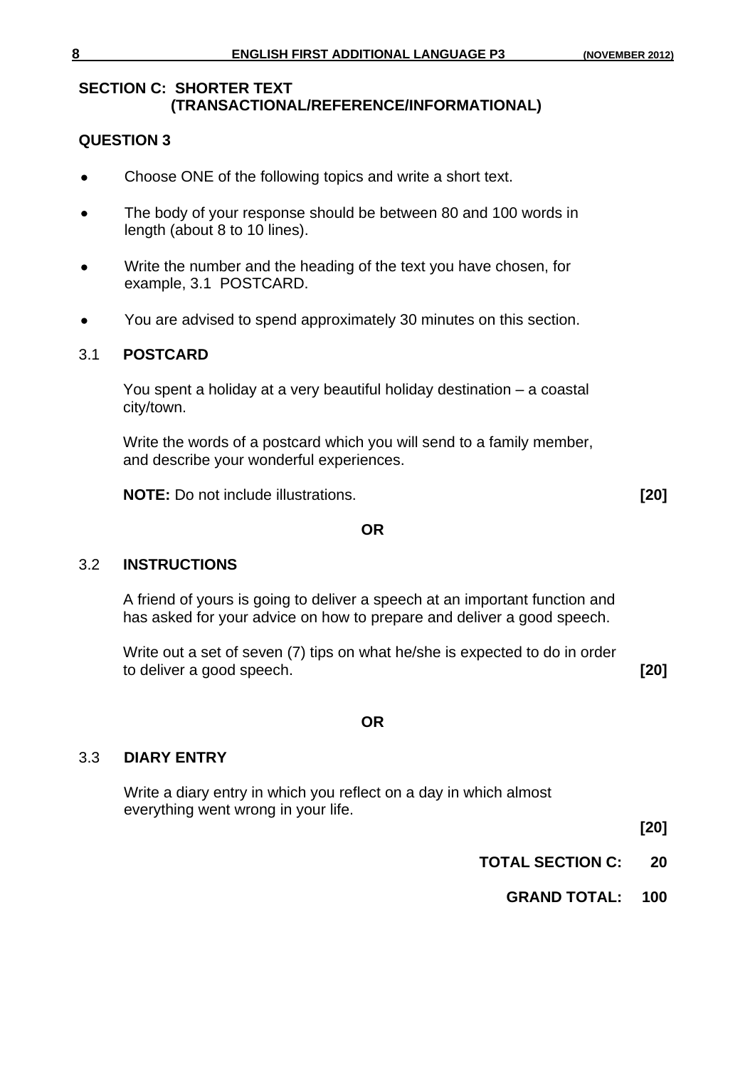## SECTION C: SHORTER TEXT (TRANSACTIONAL/REFERENCE/INFORMATIONAL)

### QUESTION 3

- Choose ONE of the following topics and write a short text.
- The body of your response should be between 80 and 100 words in length (about 8 to 10 lines).
- Write the number and the heading of the text you have chosen, for example, 3.1 POSTCARD.
- You are advised to spend approximately 30 minutes on this section.

3.1 **POSTCARD**

You spent a holiday at a very beautiful holiday destination – a coastal city/town.

Write the words of a postcard which you will send to a family member, and describe your wonderful experiences.

**NOTE:** Do not include illustrations. **[20]**

**OR**

3.2 **INSTRUCTIONS**

A friend of yours is going to deliver a speech at an important function and has asked for your advice on how to prepare and deliver a good speech.

Write out a set of seven (7) tips on what he/she is expected to do in order to deliver a good speech. **[20]**

**OR**

3.3 **DIARY ENTRY**

Write a diary entry in which you reflect on a day in which almost everything went wrong in your life.

**[20]**

**TOTAL SECTION C: 20**

**GRAND TOTAL: 100**